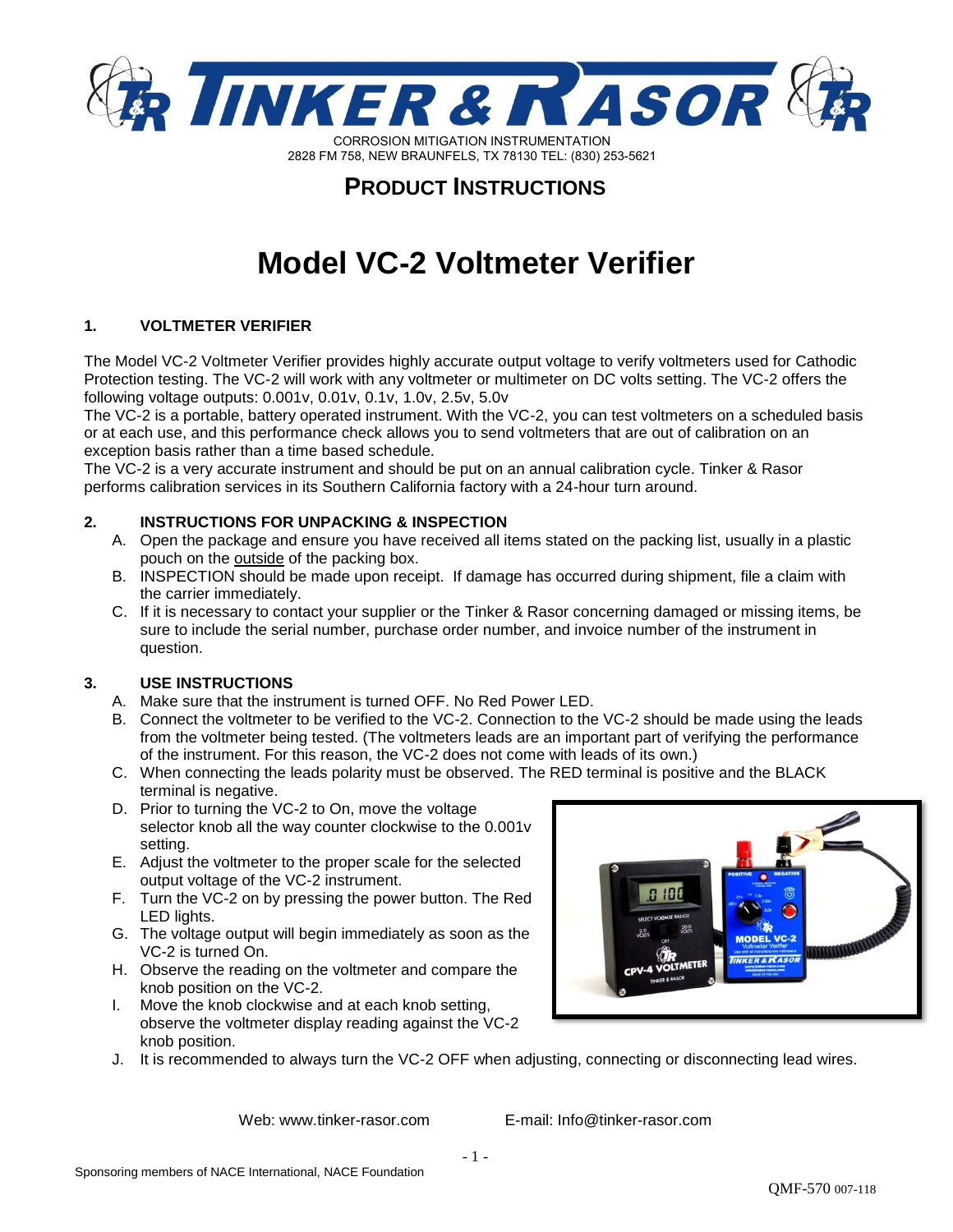# TINKER & RASOR

CORROSION MITIGATION INSTRUMENTATION
2828 FM 758, NEW BRAUNFELS, TX 78130 TEL: (830) 253-5621

## PRODUCT INSTRUCTIONS

# Model VC-2 Voltmeter Verifier

### 1. VOLTMETER VERIFIER

The Model VC-2 Voltmeter Verifier provides highly accurate output voltage to verify voltmeters used for Cathodic Protection testing. The VC-2 will work with any voltmeter or multimeter on DC volts setting. The VC-2 offers the following voltage outputs: 0.001v, 0.01v, 0.1v, 1.0v, 2.5v, 5.0v

The VC-2 is a portable, battery operated instrument. With the VC-2, you can test voltmeters on a scheduled basis or at each use, and this performance check allows you to send voltmeters that are out of calibration on an exception basis rather than a time based schedule.

The VC-2 is a very accurate instrument and should be put on an annual calibration cycle. Tinker & Rasor performs calibration services in its Southern California factory with a 24-hour turn around.

### 2. INSTRUCTIONS FOR UNPACKING & INSPECTION

A. Open the package and ensure you have received all items stated on the packing list, usually in a plastic pouch on the outside of the packing box.

B. INSPECTION should be made upon receipt. If damage has occurred during shipment, file a claim with the carrier immediately.

C. If it is necessary to contact your supplier or the Tinker & Rasor concerning damaged or missing items, be sure to include the serial number, purchase order number, and invoice number of the instrument in question.

### 3. USE INSTRUCTIONS

A. Make sure that the instrument is turned OFF. No Red Power LED.

B. Connect the voltmeter to be verified to the VC-2. Connection to the VC-2 should be made using the leads from the voltmeter being tested. (The voltmeters leads are an important part of verifying the performance of the instrument. For this reason, the VC-2 does not come with leads of its own.)

C. When connecting the leads polarity must be observed. The RED terminal is positive and the BLACK terminal is negative.

D. Prior to turning the VC-2 to On, move the voltage selector knob all the way counter clockwise to the 0.001v setting.

E. Adjust the voltmeter to the proper scale for the selected output voltage of the VC-2 instrument.

F. Turn the VC-2 on by pressing the power button. The Red LED lights.

G. The voltage output will begin immediately as soon as the VC-2 is turned On.

H. Observe the reading on the voltmeter and compare the knob position on the VC-2.

I. Move the knob clockwise and at each knob setting, observe the voltmeter display reading against the VC-2 knob position.

J. It is recommended to always turn the VC-2 OFF when adjusting, connecting or disconnecting lead wires.

Web: www.tinker-rasor.com E-mail: Info@tinker-rasor.com

Sponsoring members of NACE International, NACE Foundation

QMF-570 007-118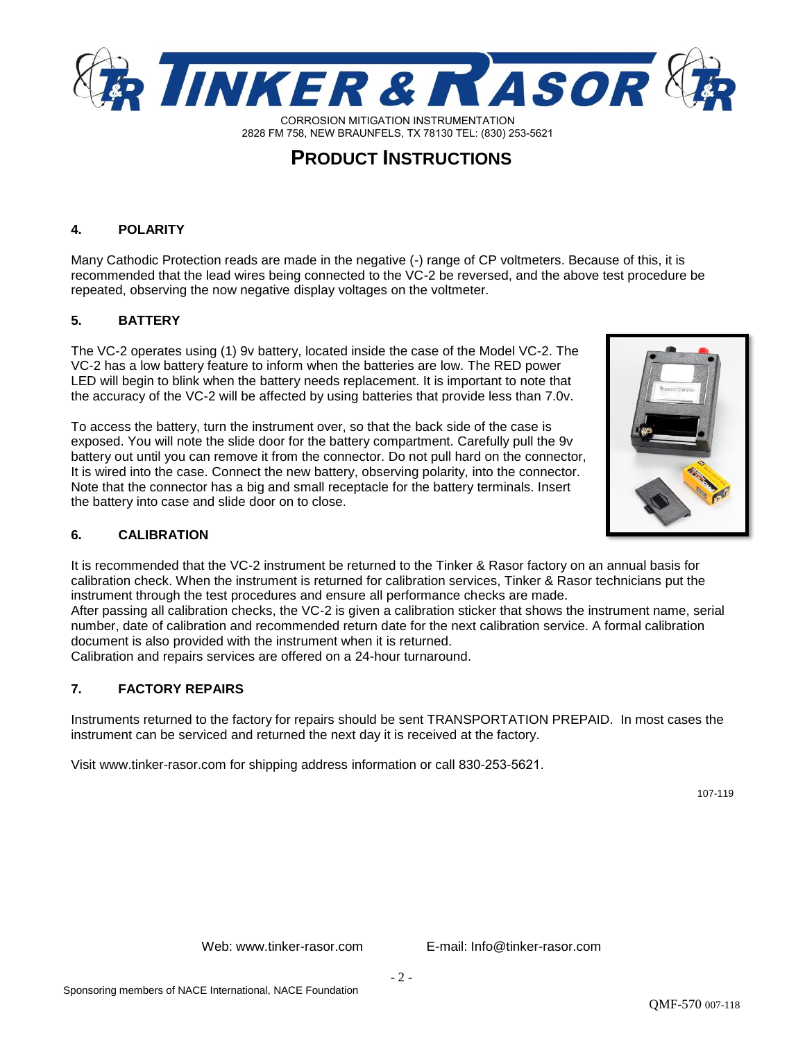## 4. POLARITY

Many Cathodic Protection reads are made in the negative (-) range of CP voltmeters. Because of this, it is recommended that the lead wires being connected to the VC-2 be reversed, and the above test procedure be repeated, observing the now negative display voltages on the voltmeter.

## 5. BATTERY

The VC-2 operates using (1) 9v battery, located inside the case of the Model VC-2. The VC-2 has a low battery feature to inform when the batteries are low. The RED power LED will begin to blink when the battery needs replacement. It is important to note that the accuracy of the VC-2 will be affected by using batteries that provide less than 7.0v.

To access the battery, turn the instrument over, so that the back side of the case is exposed. You will note the slide door for the battery compartment. Carefully pull the 9v battery out until you can remove it from the connector. Do not pull hard on the connector, It is wired into the case. Connect the new battery, observing polarity, into the connector. Note that the connector has a big and small receptacle for the battery terminals. Insert the battery into case and slide door on to close.

## 6. CALIBRATION

It is recommended that the VC-2 instrument be returned to the Tinker & Rasor factory on an annual basis for calibration check. When the instrument is returned for calibration services, Tinker & Rasor technicians put the instrument through the test procedures and ensure all performance checks are made.
After passing all calibration checks, the VC-2 is given a calibration sticker that shows the instrument name, serial number, date of calibration and recommended return date for the next calibration service. A formal calibration document is also provided with the instrument when it is returned.
Calibration and repairs services are offered on a 24-hour turnaround.

## 7. FACTORY REPAIRS

Instruments returned to the factory for repairs should be sent TRANSPORTATION PREPAID. In most cases the instrument can be serviced and returned the next day it is received at the factory.

Visit www.tinker-rasor.com for shipping address information or call 830-253-5621.

107-119